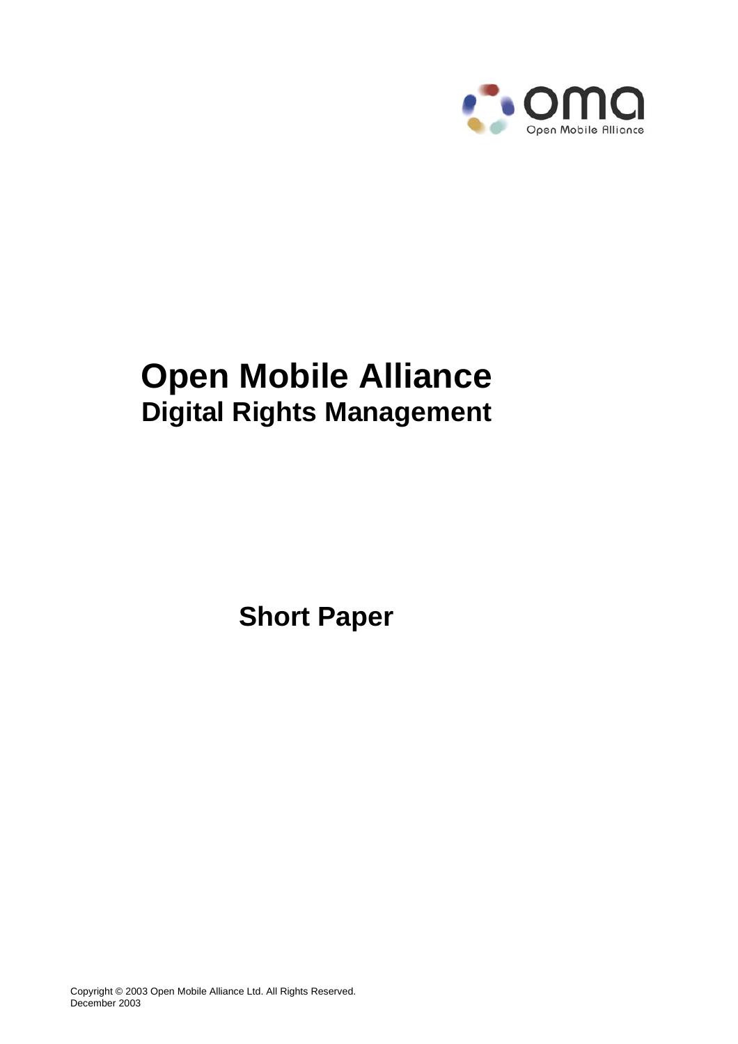# Open Mobile Alliance

## Digital Rights Management

## Short Paper

Copyright © 2003 Open Mobile Alliance Ltd. All Rights Reserved.
December 2003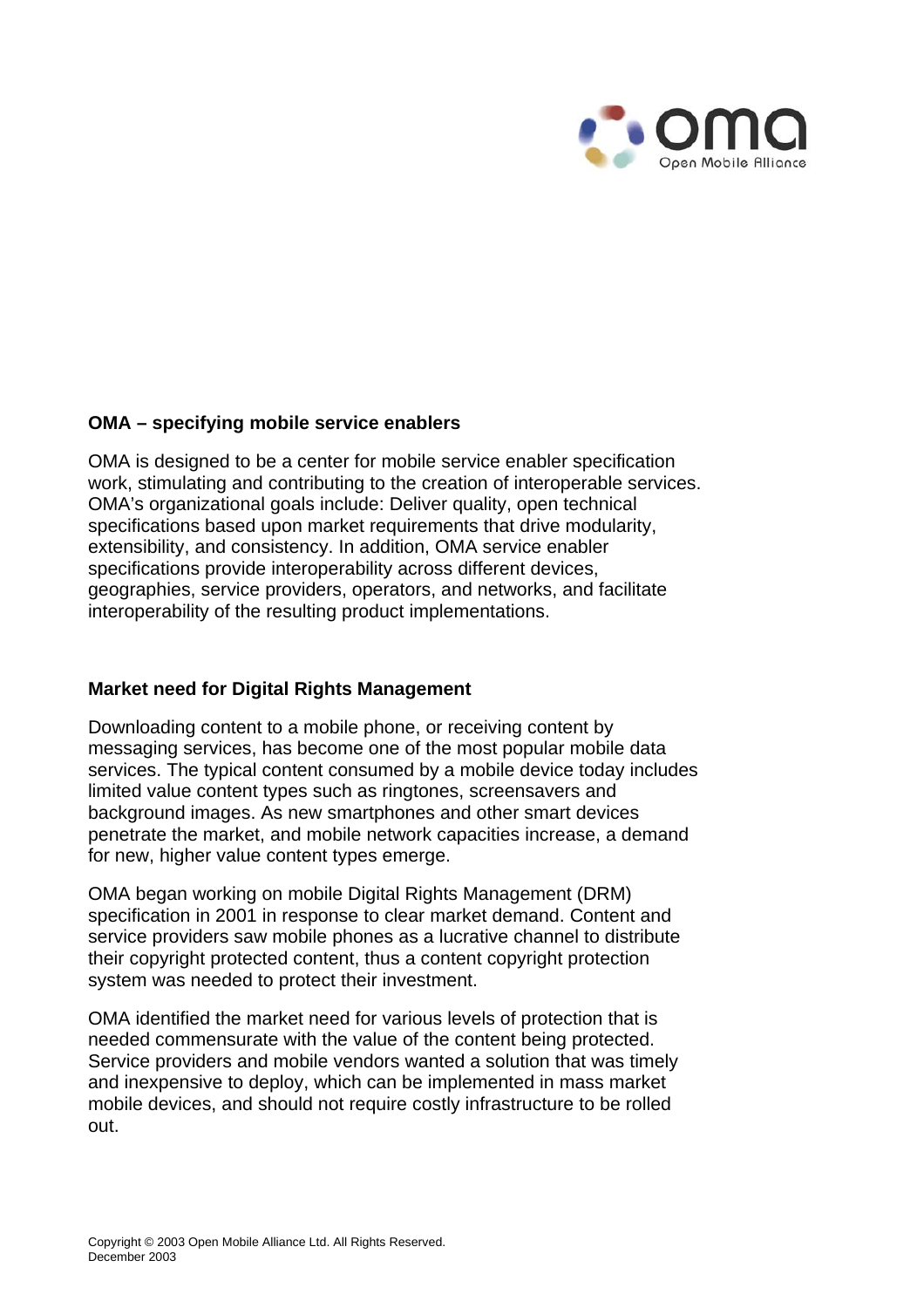## OMA – specifying mobile service enablers

OMA is designed to be a center for mobile service enabler specification work, stimulating and contributing to the creation of interoperable services. OMA's organizational goals include: Deliver quality, open technical specifications based upon market requirements that drive modularity, extensibility, and consistency. In addition, OMA service enabler specifications provide interoperability across different devices, geographies, service providers, operators, and networks, and facilitate interoperability of the resulting product implementations.

## Market need for Digital Rights Management

Downloading content to a mobile phone, or receiving content by messaging services, has become one of the most popular mobile data services. The typical content consumed by a mobile device today includes limited value content types such as ringtones, screensavers and background images. As new smartphones and other smart devices penetrate the market, and mobile network capacities increase, a demand for new, higher value content types emerge.

OMA began working on mobile Digital Rights Management (DRM) specification in 2001 in response to clear market demand. Content and service providers saw mobile phones as a lucrative channel to distribute their copyright protected content, thus a content copyright protection system was needed to protect their investment.

OMA identified the market need for various levels of protection that is needed commensurate with the value of the content being protected. Service providers and mobile vendors wanted a solution that was timely and inexpensive to deploy, which can be implemented in mass market mobile devices, and should not require costly infrastructure to be rolled out.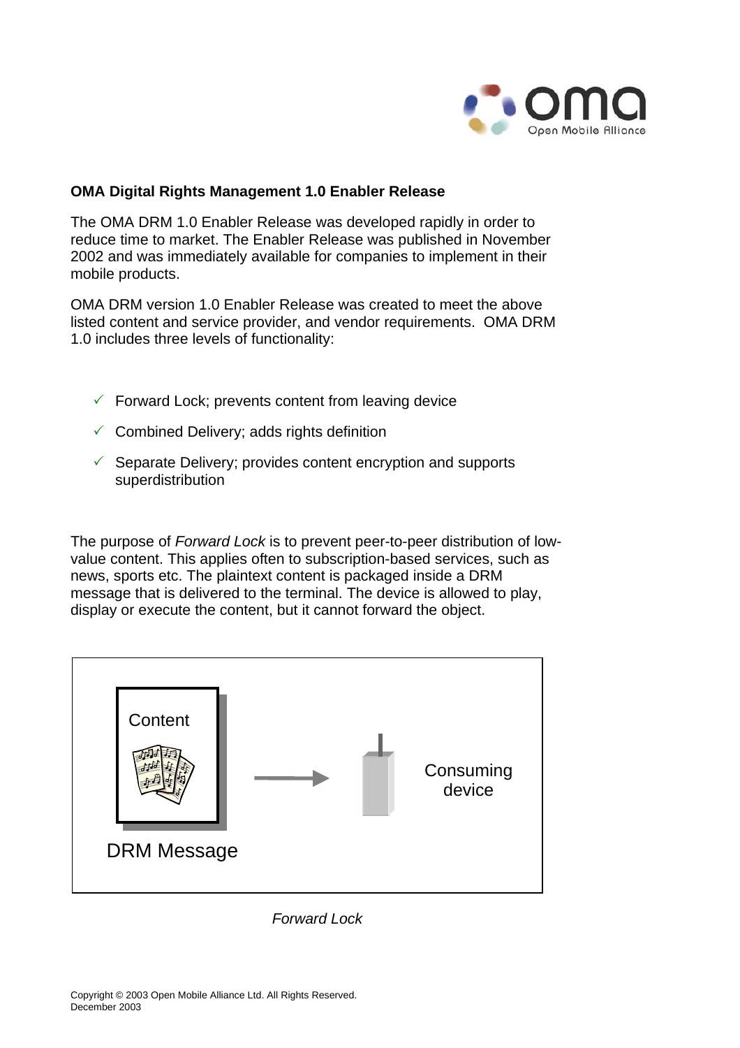**OMA Digital Rights Management 1.0 Enabler Release**

The OMA DRM 1.0 Enabler Release was developed rapidly in order to reduce time to market. The Enabler Release was published in November 2002 and was immediately available for companies to implement in their mobile products.

OMA DRM version 1.0 Enabler Release was created to meet the above listed content and service provider, and vendor requirements. OMA DRM 1.0 includes three levels of functionality:

- ✓ Forward Lock; prevents content from leaving device
- ✓ Combined Delivery; adds rights definition
- ✓ Separate Delivery; provides content encryption and supports superdistribution

The purpose of *Forward Lock* is to prevent peer-to-peer distribution of low-value content. This applies often to subscription-based services, such as news, sports etc. The plaintext content is packaged inside a DRM message that is delivered to the terminal. The device is allowed to play, display or execute the content, but it cannot forward the object.

Content

DRM Message

Consuming device

*Forward Lock*

Copyright © 2003 Open Mobile Alliance Ltd. All Rights Reserved.
December 2003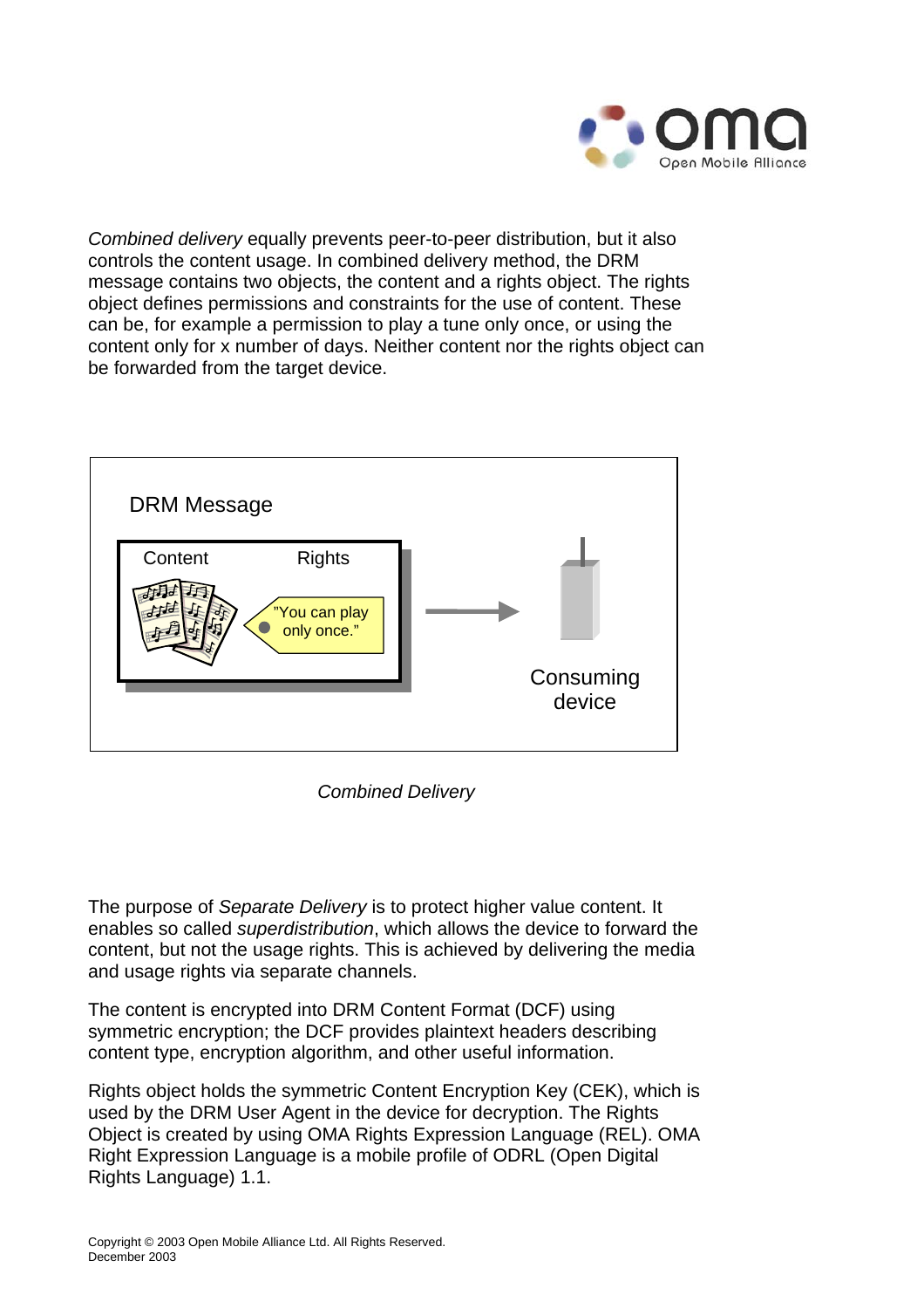*Combined delivery* equally prevents peer-to-peer distribution, but it also controls the content usage. In combined delivery method, the DRM message contains two objects, the content and a rights object. The rights object defines permissions and constraints for the use of content. These can be, for example a permission to play a tune only once, or using the content only for x number of days. Neither content nor the rights object can be forwarded from the target device.

DRM Message

Content

Rights

"You can play only once."

Consuming device

*Combined Delivery*

The purpose of *Separate Delivery* is to protect higher value content. It enables so called *superdistribution*, which allows the device to forward the content, but not the usage rights. This is achieved by delivering the media and usage rights via separate channels.

The content is encrypted into DRM Content Format (DCF) using symmetric encryption; the DCF provides plaintext headers describing content type, encryption algorithm, and other useful information.

Rights object holds the symmetric Content Encryption Key (CEK), which is used by the DRM User Agent in the device for decryption. The Rights Object is created by using OMA Rights Expression Language (REL). OMA Right Expression Language is a mobile profile of ODRL (Open Digital Rights Language) 1.1.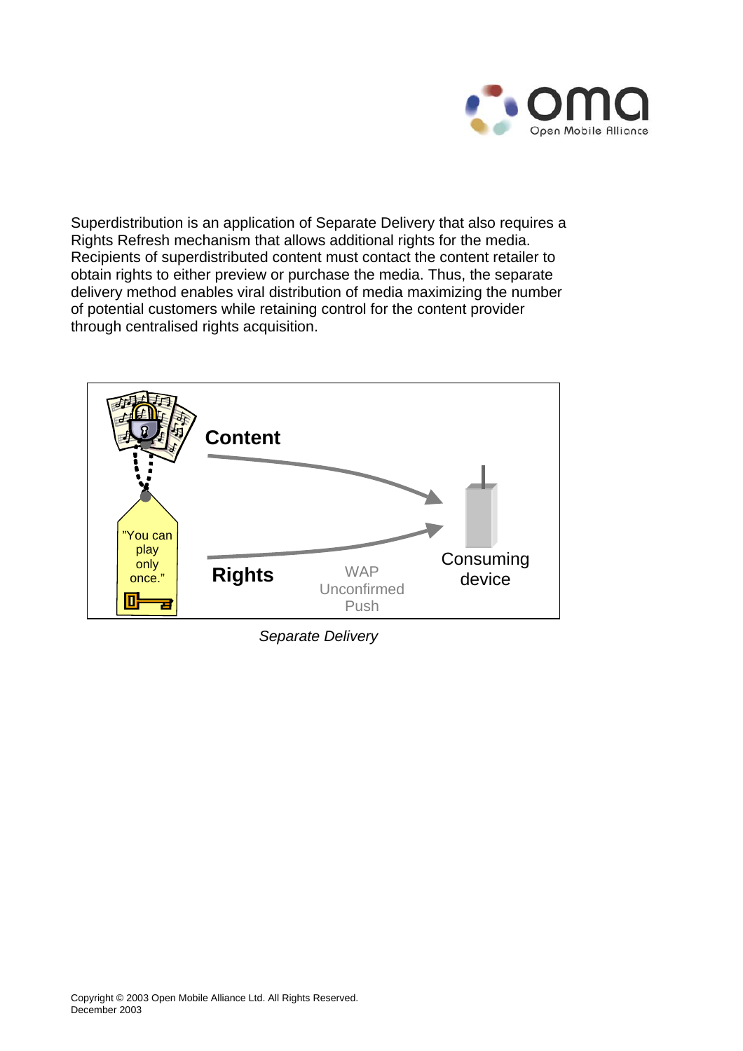Superdistribution is an application of Separate Delivery that also requires a Rights Refresh mechanism that allows additional rights for the media. Recipients of superdistributed content must contact the content retailer to obtain rights to either preview or purchase the media. Thus, the separate delivery method enables viral distribution of media maximizing the number of potential customers while retaining control for the content provider through centralised rights acquisition.

*Separate Delivery*

Copyright © 2003 Open Mobile Alliance Ltd. All Rights Reserved.
December 2003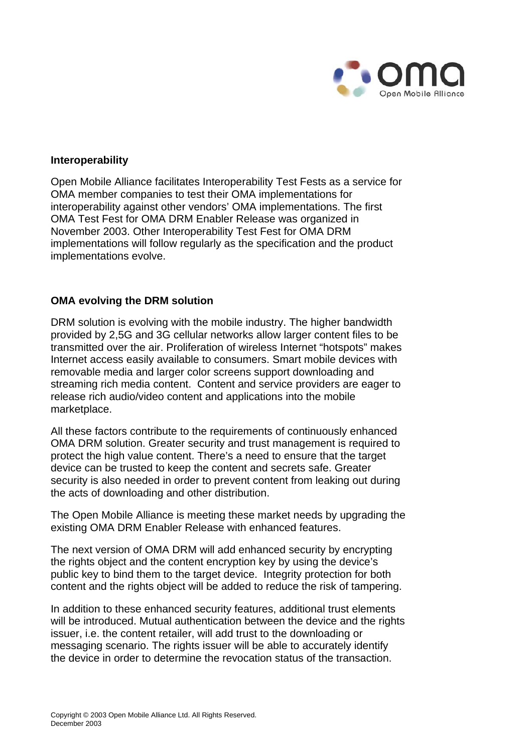## Interoperability

Open Mobile Alliance facilitates Interoperability Test Fests as a service for OMA member companies to test their OMA implementations for interoperability against other vendors' OMA implementations. The first OMA Test Fest for OMA DRM Enabler Release was organized in November 2003. Other Interoperability Test Fest for OMA DRM implementations will follow regularly as the specification and the product implementations evolve.

## OMA evolving the DRM solution

DRM solution is evolving with the mobile industry. The higher bandwidth provided by 2,5G and 3G cellular networks allow larger content files to be transmitted over the air. Proliferation of wireless Internet "hotspots" makes Internet access easily available to consumers. Smart mobile devices with removable media and larger color screens support downloading and streaming rich media content. Content and service providers are eager to release rich audio/video content and applications into the mobile marketplace.

All these factors contribute to the requirements of continuously enhanced OMA DRM solution. Greater security and trust management is required to protect the high value content. There's a need to ensure that the target device can be trusted to keep the content and secrets safe. Greater security is also needed in order to prevent content from leaking out during the acts of downloading and other distribution.

The Open Mobile Alliance is meeting these market needs by upgrading the existing OMA DRM Enabler Release with enhanced features.

The next version of OMA DRM will add enhanced security by encrypting the rights object and the content encryption key by using the device's public key to bind them to the target device. Integrity protection for both content and the rights object will be added to reduce the risk of tampering.

In addition to these enhanced security features, additional trust elements will be introduced. Mutual authentication between the device and the rights issuer, i.e. the content retailer, will add trust to the downloading or messaging scenario. The rights issuer will be able to accurately identify the device in order to determine the revocation status of the transaction.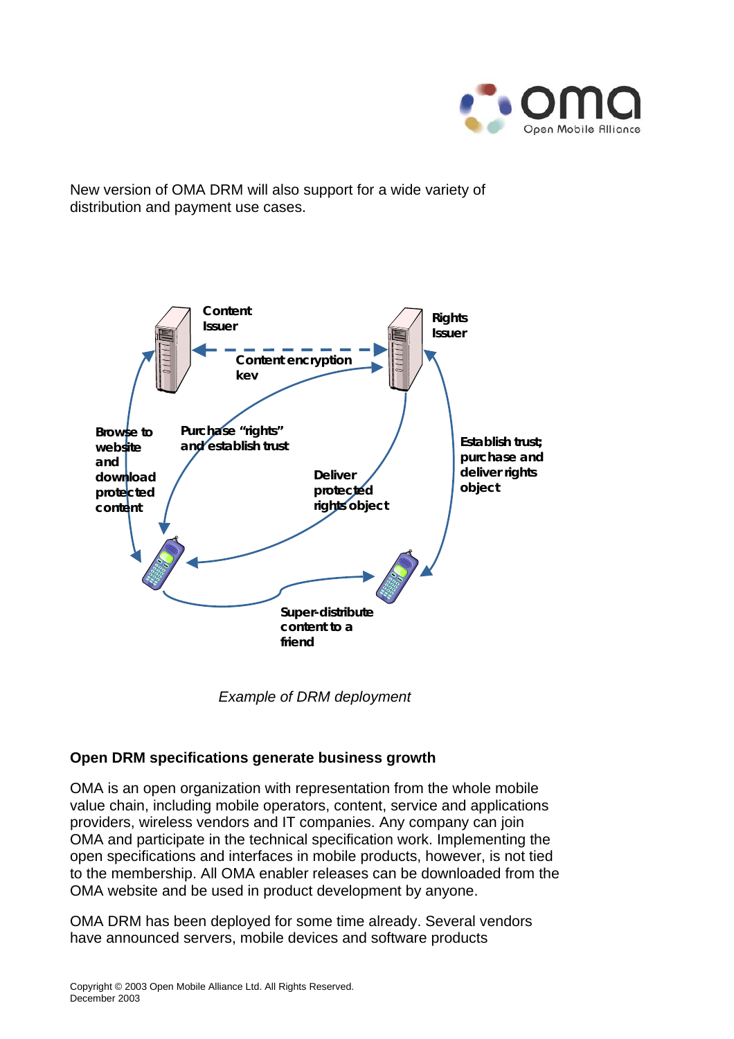New version of OMA DRM will also support for a wide variety of distribution and payment use cases.

*Example of DRM deployment*

**Open DRM specifications generate business growth**

OMA is an open organization with representation from the whole mobile value chain, including mobile operators, content, service and applications providers, wireless vendors and IT companies. Any company can join OMA and participate in the technical specification work. Implementing the open specifications and interfaces in mobile products, however, is not tied to the membership. All OMA enabler releases can be downloaded from the OMA website and be used in product development by anyone.

OMA DRM has been deployed for some time already. Several vendors have announced servers, mobile devices and software products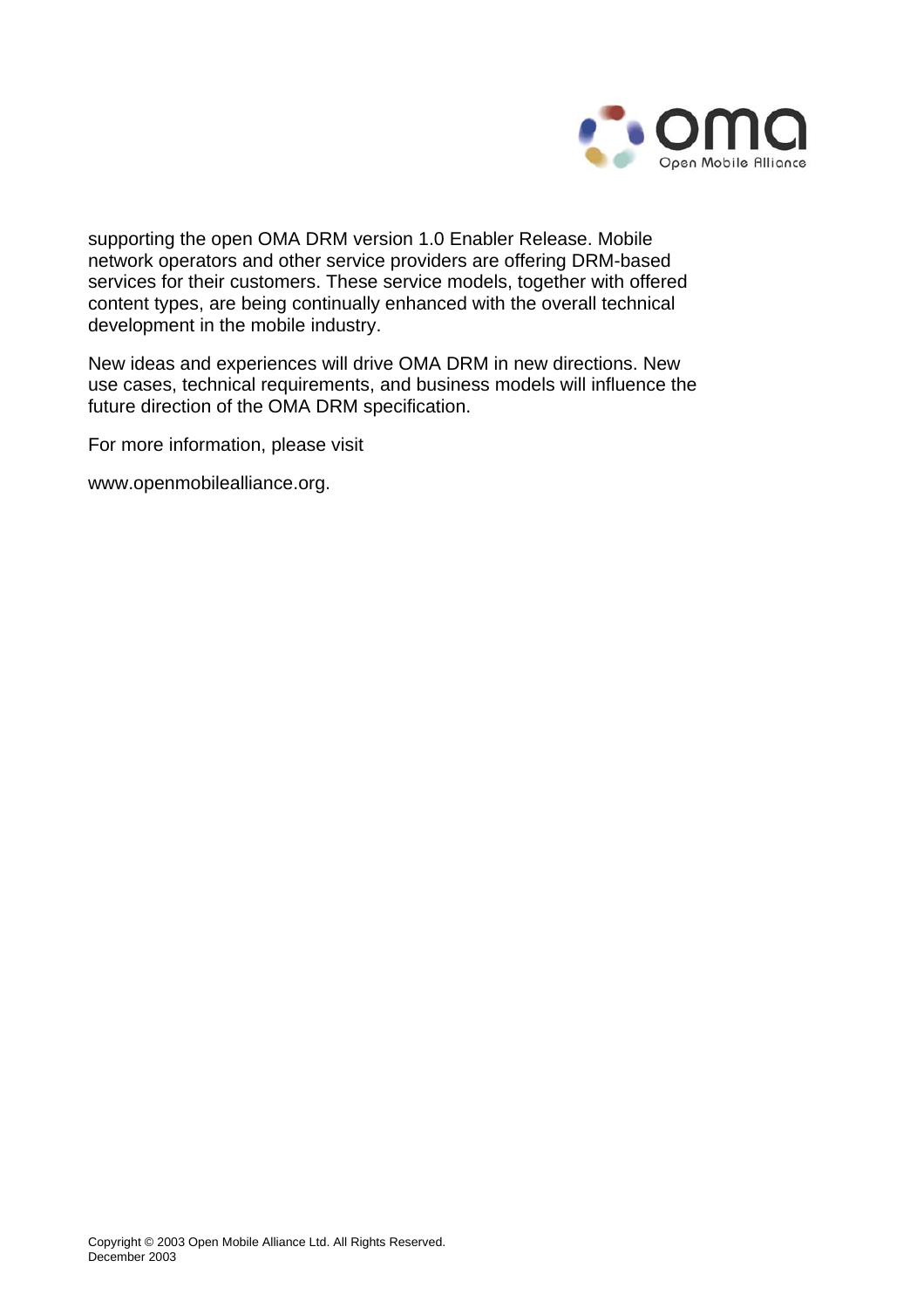supporting the open OMA DRM version 1.0 Enabler Release. Mobile network operators and other service providers are offering DRM-based services for their customers. These service models, together with offered content types, are being continually enhanced with the overall technical development in the mobile industry.

New ideas and experiences will drive OMA DRM in new directions. New use cases, technical requirements, and business models will influence the future direction of the OMA DRM specification.

For more information, please visit

www.openmobilealliance.org.